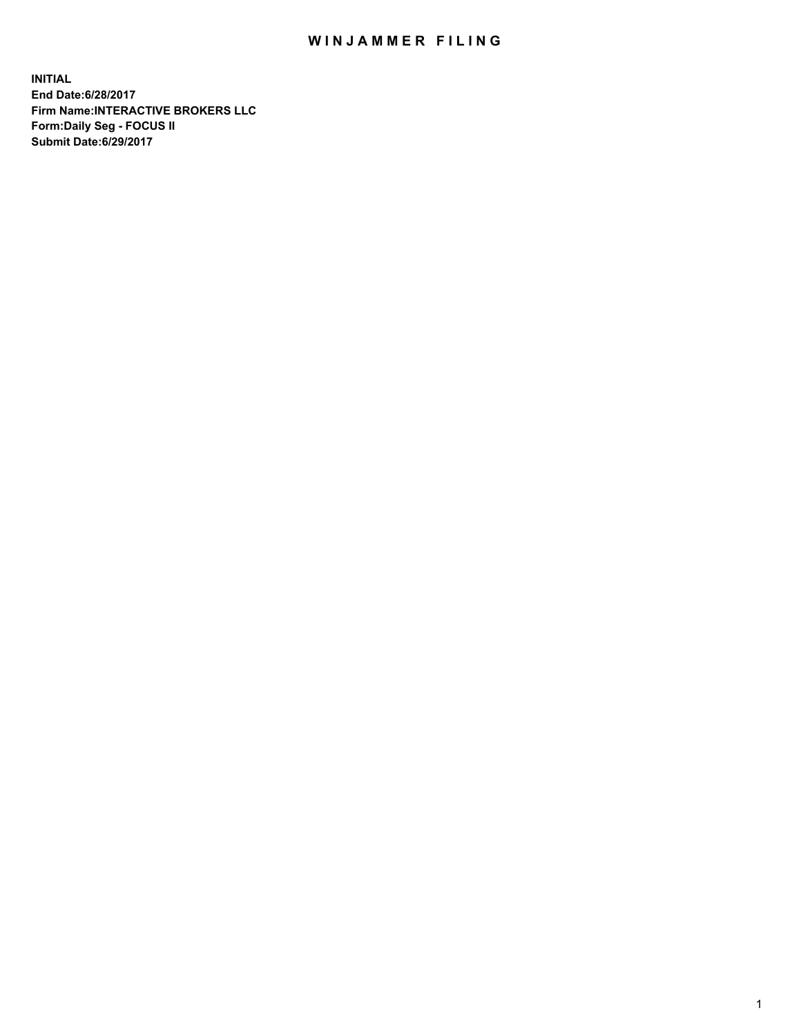# WINJAMMER FILING

**INITIAL**
**End Date:6/28/2017**
**Firm Name:INTERACTIVE BROKERS LLC**
**Form:Daily Seg - FOCUS II**
**Submit Date:6/29/2017**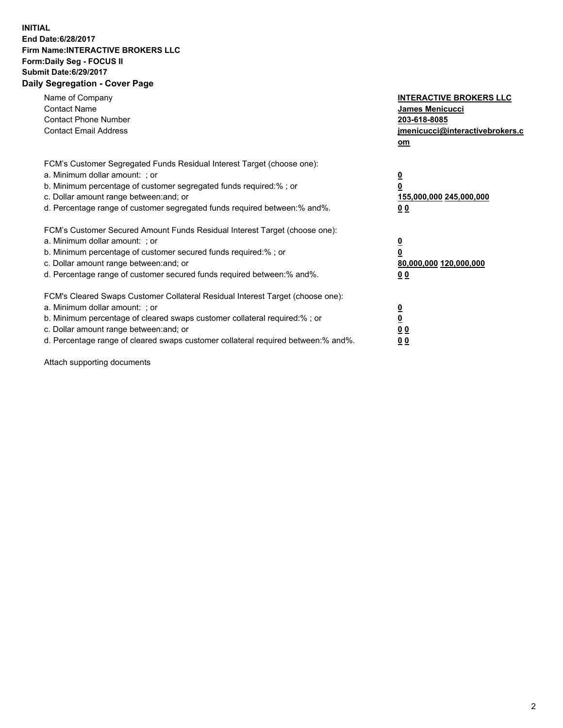**INITIAL**
**End Date:6/28/2017**
**Firm Name:INTERACTIVE BROKERS LLC**
**Form:Daily Seg - FOCUS II**
**Submit Date:6/29/2017**
**Daily Segregation - Cover Page**

| | |
|---|---|
| Name of Company | **INTERACTIVE BROKERS LLC** |
| Contact Name | **James Menicucci** |
| Contact Phone Number | **203-618-8085** |
| Contact Email Address | **jmenicucci@interactivebrokers.com** |

FCM's Customer Segregated Funds Residual Interest Target (choose one):

| | |
|---|---|
| a. Minimum dollar amount: ; or | **0** |
| b. Minimum percentage of customer segregated funds required:% ; or | **0** |
| c. Dollar amount range between:and; or | **155,000,000 245,000,000** |
| d. Percentage range of customer segregated funds required between:% and%. | **0 0** |

FCM's Customer Secured Amount Funds Residual Interest Target (choose one):

| | |
|---|---|
| a. Minimum dollar amount: ; or | **0** |
| b. Minimum percentage of customer secured funds required:% ; or | **0** |
| c. Dollar amount range between:and; or | **80,000,000 120,000,000** |
| d. Percentage range of customer secured funds required between:% and%. | **0 0** |

FCM's Cleared Swaps Customer Collateral Residual Interest Target (choose one):

| | |
|---|---|
| a. Minimum dollar amount: ; or | **0** |
| b. Minimum percentage of cleared swaps customer collateral required:% ; or | **0** |
| c. Dollar amount range between:and; or | **0 0** |
| d. Percentage range of cleared swaps customer collateral required between:% and%. | **0 0** |

Attach supporting documents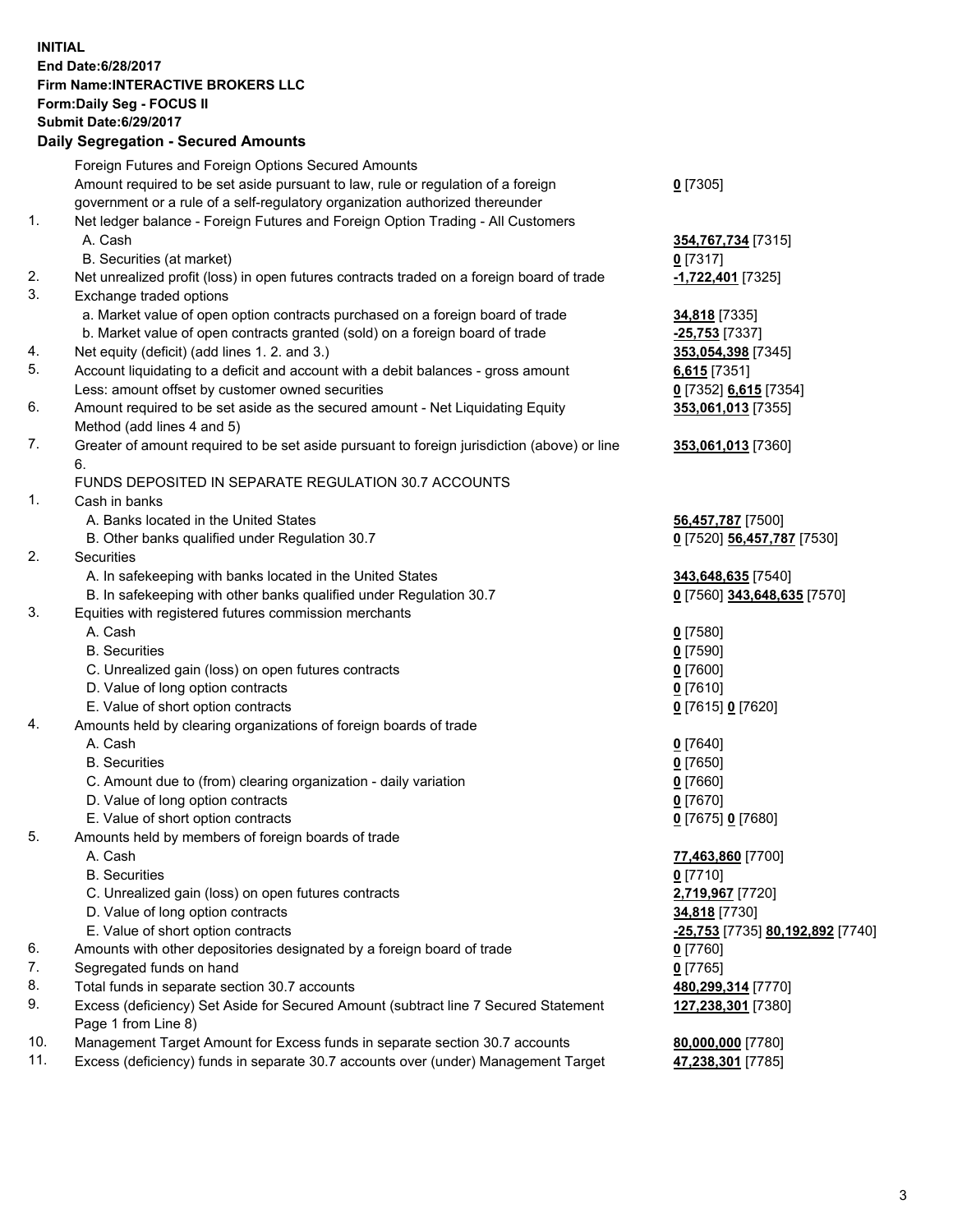**INITIAL**
**End Date:6/28/2017**
**Firm Name:INTERACTIVE BROKERS LLC**
**Form:Daily Seg - FOCUS II**
**Submit Date:6/29/2017**

## Daily Segregation - Secured Amounts

| | | |
|---|---|---|
| | Foreign Futures and Foreign Options Secured Amounts | |
| | Amount required to be set aside pursuant to law, rule or regulation of a foreign government or a rule of a self-regulatory organization authorized thereunder | **0** [7305] |
| 1. | Net ledger balance - Foreign Futures and Foreign Option Trading - All Customers | |
| | A. Cash | **354,767,734** [7315] |
| | B. Securities (at market) | **0** [7317] |
| 2. | Net unrealized profit (loss) in open futures contracts traded on a foreign board of trade | **-1,722,401** [7325] |
| 3. | Exchange traded options | |
| | a. Market value of open option contracts purchased on a foreign board of trade | **34,818** [7335] |
| | b. Market value of open contracts granted (sold) on a foreign board of trade | **-25,753** [7337] |
| 4. | Net equity (deficit) (add lines 1. 2. and 3.) | **353,054,398** [7345] |
| 5. | Account liquidating to a deficit and account with a debit balances - gross amount | **6,615** [7351] |
| | Less: amount offset by customer owned securities | **0** [7352] **6,615** [7354] |
| 6. | Amount required to be set aside as the secured amount - Net Liquidating Equity Method (add lines 4 and 5) | **353,061,013** [7355] |
| 7. | Greater of amount required to be set aside pursuant to foreign jurisdiction (above) or line 6. | **353,061,013** [7360] |
| | FUNDS DEPOSITED IN SEPARATE REGULATION 30.7 ACCOUNTS | |
| 1. | Cash in banks | |
| | A. Banks located in the United States | **56,457,787** [7500] |
| | B. Other banks qualified under Regulation 30.7 | **0** [7520] **56,457,787** [7530] |
| 2. | Securities | |
| | A. In safekeeping with banks located in the United States | **343,648,635** [7540] |
| | B. In safekeeping with other banks qualified under Regulation 30.7 | **0** [7560] **343,648,635** [7570] |
| 3. | Equities with registered futures commission merchants | |
| | A. Cash | **0** [7580] |
| | B. Securities | **0** [7590] |
| | C. Unrealized gain (loss) on open futures contracts | **0** [7600] |
| | D. Value of long option contracts | **0** [7610] |
| | E. Value of short option contracts | **0** [7615] **0** [7620] |
| 4. | Amounts held by clearing organizations of foreign boards of trade | |
| | A. Cash | **0** [7640] |
| | B. Securities | **0** [7650] |
| | C. Amount due to (from) clearing organization - daily variation | **0** [7660] |
| | D. Value of long option contracts | **0** [7670] |
| | E. Value of short option contracts | **0** [7675] **0** [7680] |
| 5. | Amounts held by members of foreign boards of trade | |
| | A. Cash | **77,463,860** [7700] |
| | B. Securities | **0** [7710] |
| | C. Unrealized gain (loss) on open futures contracts | **2,719,967** [7720] |
| | D. Value of long option contracts | **34,818** [7730] |
| | E. Value of short option contracts | **-25,753** [7735] **80,192,892** [7740] |
| 6. | Amounts with other depositories designated by a foreign board of trade | **0** [7760] |
| 7. | Segregated funds on hand | **0** [7765] |
| 8. | Total funds in separate section 30.7 accounts | **480,299,314** [7770] |
| 9. | Excess (deficiency) Set Aside for Secured Amount (subtract line 7 Secured Statement Page 1 from Line 8) | **127,238,301** [7380] |
| 10. | Management Target Amount for Excess funds in separate section 30.7 accounts | **80,000,000** [7780] |
| 11. | Excess (deficiency) funds in separate 30.7 accounts over (under) Management Target | **47,238,301** [7785] |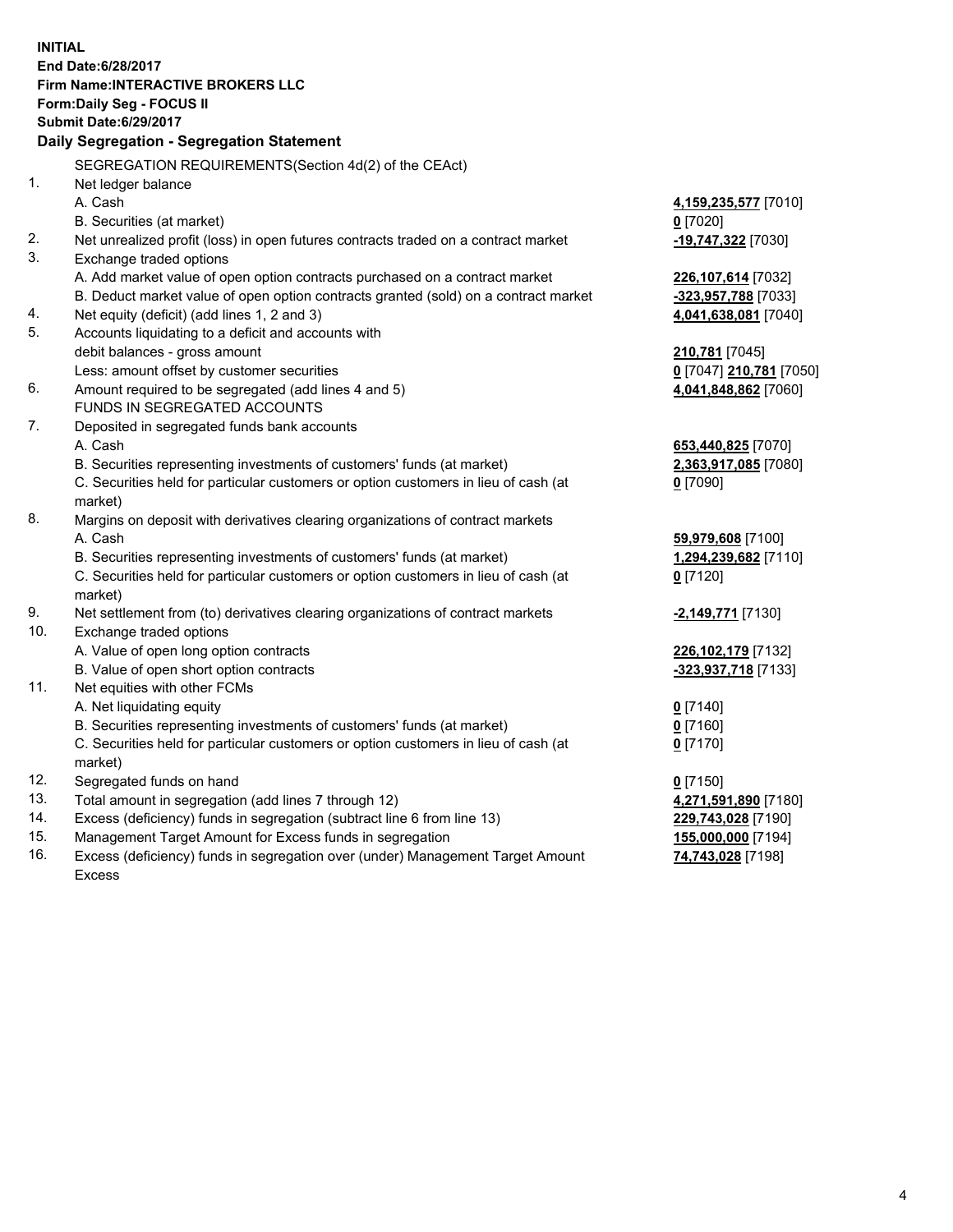**INITIAL**
**End Date:6/28/2017**
**Firm Name:INTERACTIVE BROKERS LLC**
**Form:Daily Seg - FOCUS II**
**Submit Date:6/29/2017**

## Daily Segregation - Segregation Statement

SEGREGATION REQUIREMENTS(Section 4d(2) of the CEAct)

| | | |
|---|---|---|
| 1. | Net ledger balance | |
| | A. Cash | **4,159,235,577** [7010] |
| | B. Securities (at market) | **0** [7020] |
| 2. | Net unrealized profit (loss) in open futures contracts traded on a contract market | **-19,747,322** [7030] |
| 3. | Exchange traded options | |
| | A. Add market value of open option contracts purchased on a contract market | **226,107,614** [7032] |
| | B. Deduct market value of open option contracts granted (sold) on a contract market | **-323,957,788** [7033] |
| 4. | Net equity (deficit) (add lines 1, 2 and 3) | **4,041,638,081** [7040] |
| 5. | Accounts liquidating to a deficit and accounts with | |
| | debit balances - gross amount | **210,781** [7045] |
| | Less: amount offset by customer securities | **0** [7047] **210,781** [7050] |
| 6. | Amount required to be segregated (add lines 4 and 5) | **4,041,848,862** [7060] |
| | FUNDS IN SEGREGATED ACCOUNTS | |
| 7. | Deposited in segregated funds bank accounts | |
| | A. Cash | **653,440,825** [7070] |
| | B. Securities representing investments of customers' funds (at market) | **2,363,917,085** [7080] |
| | C. Securities held for particular customers or option customers in lieu of cash (at market) | **0** [7090] |
| 8. | Margins on deposit with derivatives clearing organizations of contract markets | |
| | A. Cash | **59,979,608** [7100] |
| | B. Securities representing investments of customers' funds (at market) | **1,294,239,682** [7110] |
| | C. Securities held for particular customers or option customers in lieu of cash (at market) | **0** [7120] |
| 9. | Net settlement from (to) derivatives clearing organizations of contract markets | **-2,149,771** [7130] |
| 10. | Exchange traded options | |
| | A. Value of open long option contracts | **226,102,179** [7132] |
| | B. Value of open short option contracts | **-323,937,718** [7133] |
| 11. | Net equities with other FCMs | |
| | A. Net liquidating equity | **0** [7140] |
| | B. Securities representing investments of customers' funds (at market) | **0** [7160] |
| | C. Securities held for particular customers or option customers in lieu of cash (at market) | **0** [7170] |
| 12. | Segregated funds on hand | **0** [7150] |
| 13. | Total amount in segregation (add lines 7 through 12) | **4,271,591,890** [7180] |
| 14. | Excess (deficiency) funds in segregation (subtract line 6 from line 13) | **229,743,028** [7190] |
| 15. | Management Target Amount for Excess funds in segregation | **155,000,000** [7194] |
| 16. | Excess (deficiency) funds in segregation over (under) Management Target Amount Excess | **74,743,028** [7198] |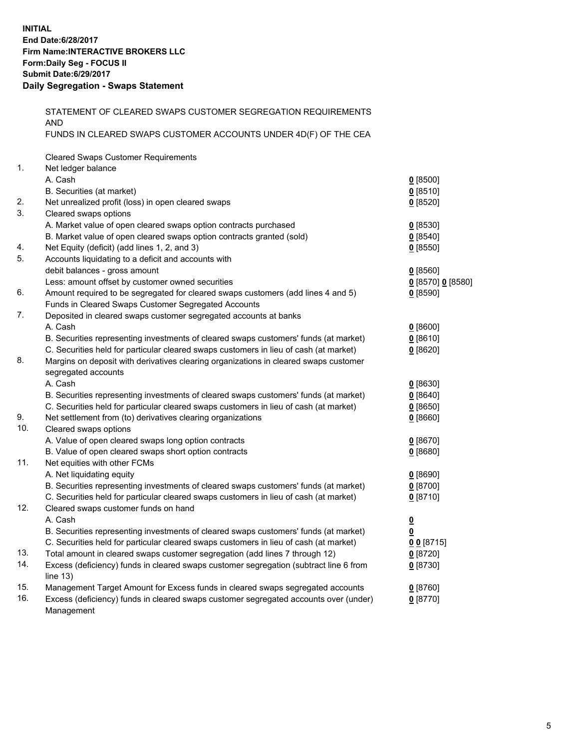**INITIAL**
**End Date:6/28/2017**
**Firm Name:INTERACTIVE BROKERS LLC**
**Form:Daily Seg - FOCUS II**
**Submit Date:6/29/2017**
**Daily Segregation - Swaps Statement**

STATEMENT OF CLEARED SWAPS CUSTOMER SEGREGATION REQUIREMENTS AND FUNDS IN CLEARED SWAPS CUSTOMER ACCOUNTS UNDER 4D(F) OF THE CEA

| | | |
|---|---|---|
| | Cleared Swaps Customer Requirements | |
| 1. | Net ledger balance | |
| | A. Cash | 0 [8500] |
| | B. Securities (at market) | 0 [8510] |
| 2. | Net unrealized profit (loss) in open cleared swaps | 0 [8520] |
| 3. | Cleared swaps options | |
| | A. Market value of open cleared swaps option contracts purchased | 0 [8530] |
| | B. Market value of open cleared swaps option contracts granted (sold) | 0 [8540] |
| 4. | Net Equity (deficit) (add lines 1, 2, and 3) | 0 [8550] |
| 5. | Accounts liquidating to a deficit and accounts with debit balances - gross amount | 0 [8560] |
| | Less: amount offset by customer owned securities | 0 [8570] 0 [8580] |
| 6. | Amount required to be segregated for cleared swaps customers (add lines 4 and 5) | 0 [8590] |
| | Funds in Cleared Swaps Customer Segregated Accounts | |
| 7. | Deposited in cleared swaps customer segregated accounts at banks | |
| | A. Cash | 0 [8600] |
| | B. Securities representing investments of cleared swaps customers' funds (at market) | 0 [8610] |
| | C. Securities held for particular cleared swaps customers in lieu of cash (at market) | 0 [8620] |
| 8. | Margins on deposit with derivatives clearing organizations in cleared swaps customer segregated accounts | |
| | A. Cash | 0 [8630] |
| | B. Securities representing investments of cleared swaps customers' funds (at market) | 0 [8640] |
| | C. Securities held for particular cleared swaps customers in lieu of cash (at market) | 0 [8650] |
| 9. | Net settlement from (to) derivatives clearing organizations | 0 [8660] |
| 10. | Cleared swaps options | |
| | A. Value of open cleared swaps long option contracts | 0 [8670] |
| | B. Value of open cleared swaps short option contracts | 0 [8680] |
| 11. | Net equities with other FCMs | |
| | A. Net liquidating equity | 0 [8690] |
| | B. Securities representing investments of cleared swaps customers' funds (at market) | 0 [8700] |
| | C. Securities held for particular cleared swaps customers in lieu of cash (at market) | 0 [8710] |
| 12. | Cleared swaps customer funds on hand | |
| | A. Cash | 0 |
| | B. Securities representing investments of cleared swaps customers' funds (at market) | 0 |
| | C. Securities held for particular cleared swaps customers in lieu of cash (at market) | 0 0 [8715] |
| 13. | Total amount in cleared swaps customer segregation (add lines 7 through 12) | 0 [8720] |
| 14. | Excess (deficiency) funds in cleared swaps customer segregation (subtract line 6 from line 13) | 0 [8730] |
| 15. | Management Target Amount for Excess funds in cleared swaps segregated accounts | 0 [8760] |
| 16. | Excess (deficiency) funds in cleared swaps customer segregated accounts over (under) Management | 0 [8770] |